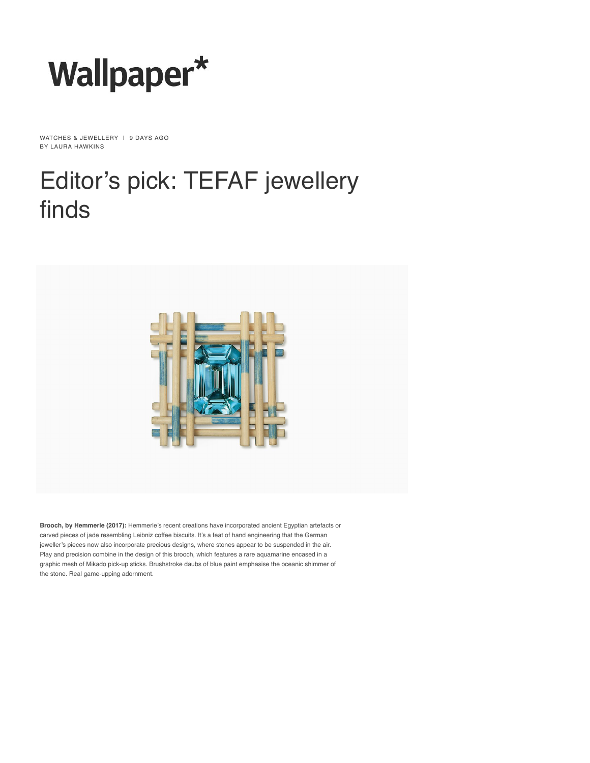Wallpaper*

WATCHES & JEWELLERY | 9 DAYS AGO
BY LAURA HAWKINS

# Editor's pick: TEFAF jewellery finds

**Brooch, by Hemmerle (2017):** Hemmerle's recent creations have incorporated ancient Egyptian artefacts or carved pieces of jade resembling Leibniz coffee biscuits. It's a feat of hand engineering that the German jeweller's pieces now also incorporate precious designs, where stones appear to be suspended in the air. Play and precision combine in the design of this brooch, which features a rare aquamarine encased in a graphic mesh of Mikado pick-up sticks. Brushstroke daubs of blue paint emphasise the oceanic shimmer of the stone. Real game-upping adornment.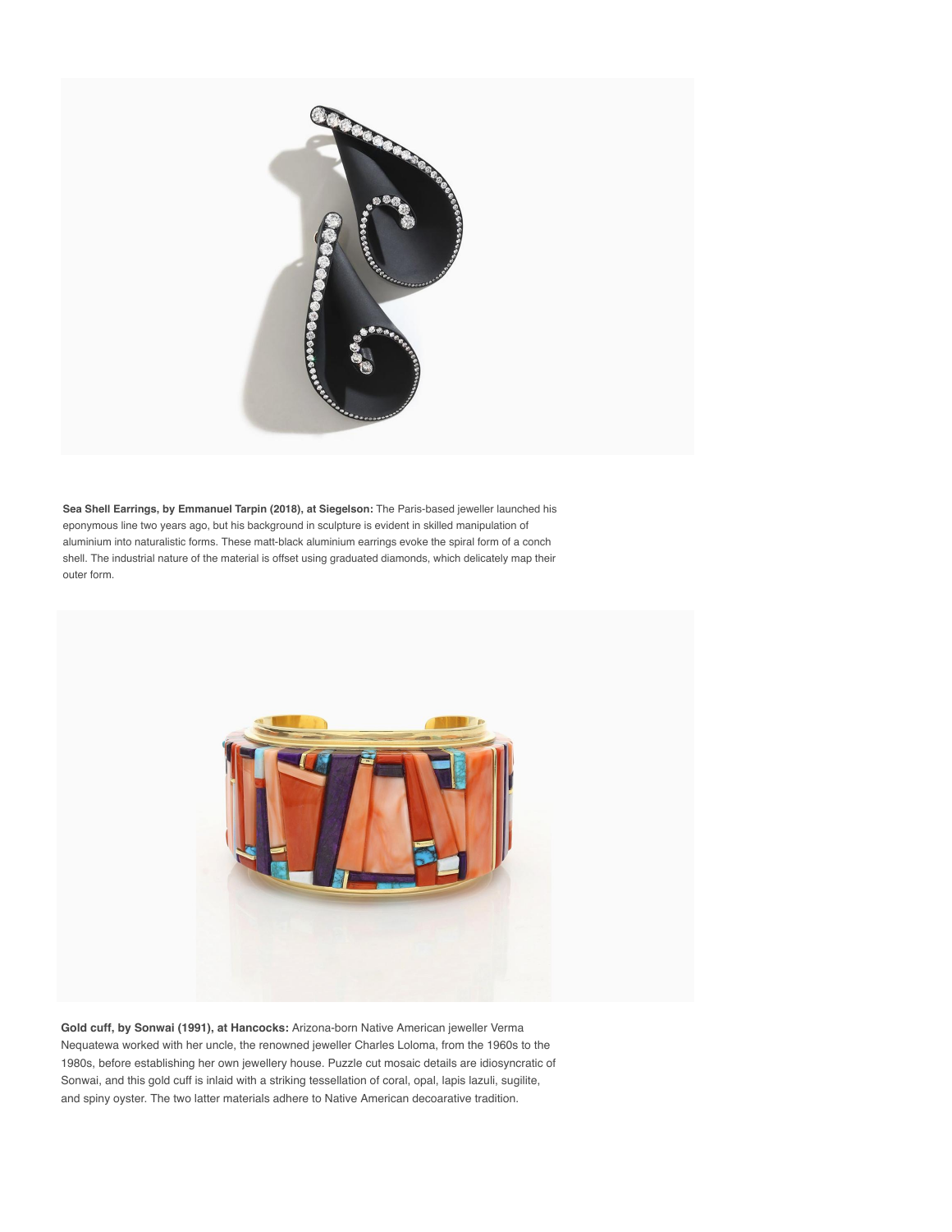**Sea Shell Earrings, by Emmanuel Tarpin (2018), at Siegelson:** The Paris-based jeweller launched his eponymous line two years ago, but his background in sculpture is evident in skilled manipulation of aluminium into naturalistic forms. These matt-black aluminium earrings evoke the spiral form of a conch shell. The industrial nature of the material is offset using graduated diamonds, which delicately map their outer form.

**Gold cuff, by Sonwai (1991), at Hancocks:** Arizona-born Native American jeweller Verma Nequatewa worked with her uncle, the renowned jeweller Charles Loloma, from the 1960s to the 1980s, before establishing her own jewellery house. Puzzle cut mosaic details are idiosyncratic of Sonwai, and this gold cuff is inlaid with a striking tessellation of coral, opal, lapis lazuli, sugilite, and spiny oyster. The two latter materials adhere to Native American decoarative tradition.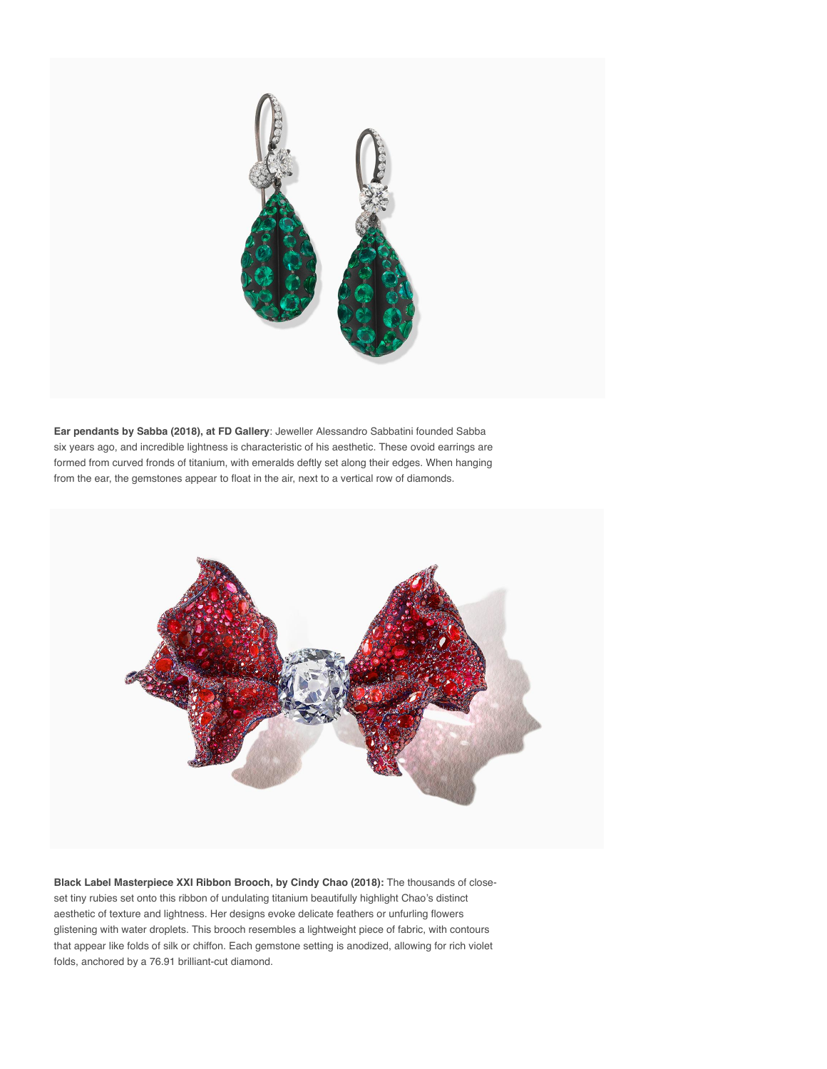**Ear pendants by Sabba (2018), at FD Gallery**: Jeweller Alessandro Sabbatini founded Sabba six years ago, and incredible lightness is characteristic of his aesthetic. These ovoid earrings are formed from curved fronds of titanium, with emeralds deftly set along their edges. When hanging from the ear, the gemstones appear to float in the air, next to a vertical row of diamonds.

**Black Label Masterpiece XXI Ribbon Brooch, by Cindy Chao (2018):** The thousands of close-set tiny rubies set onto this ribbon of undulating titanium beautifully highlight Chao's distinct aesthetic of texture and lightness. Her designs evoke delicate feathers or unfurling flowers glistening with water droplets. This brooch resembles a lightweight piece of fabric, with contours that appear like folds of silk or chiffon. Each gemstone setting is anodized, allowing for rich violet folds, anchored by a 76.91 brilliant-cut diamond.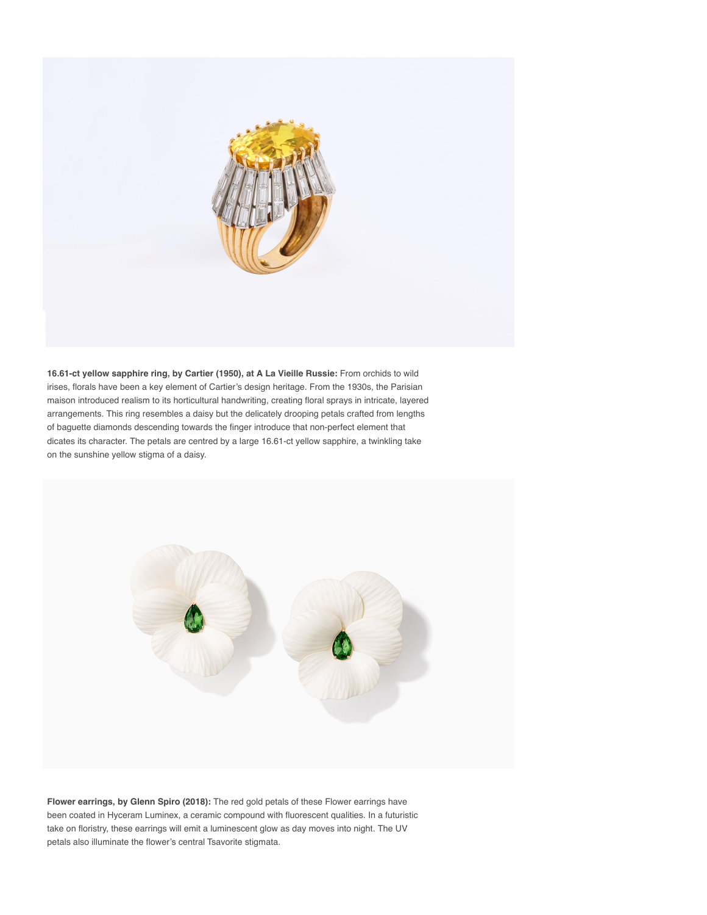**16.61-ct yellow sapphire ring, by Cartier (1950), at A La Vieille Russie:** From orchids to wild irises, florals have been a key element of Cartier's design heritage. From the 1930s, the Parisian maison introduced realism to its horticultural handwriting, creating floral sprays in intricate, layered arrangements. This ring resembles a daisy but the delicately drooping petals crafted from lengths of baguette diamonds descending towards the finger introduce that non-perfect element that dicates its character. The petals are centred by a large 16.61-ct yellow sapphire, a twinkling take on the sunshine yellow stigma of a daisy.

**Flower earrings, by Glenn Spiro (2018):** The red gold petals of these Flower earrings have been coated in Hyceram Luminex, a ceramic compound with fluorescent qualities. In a futuristic take on floristry, these earrings will emit a luminescent glow as day moves into night. The UV petals also illuminate the flower's central Tsavorite stigmata.